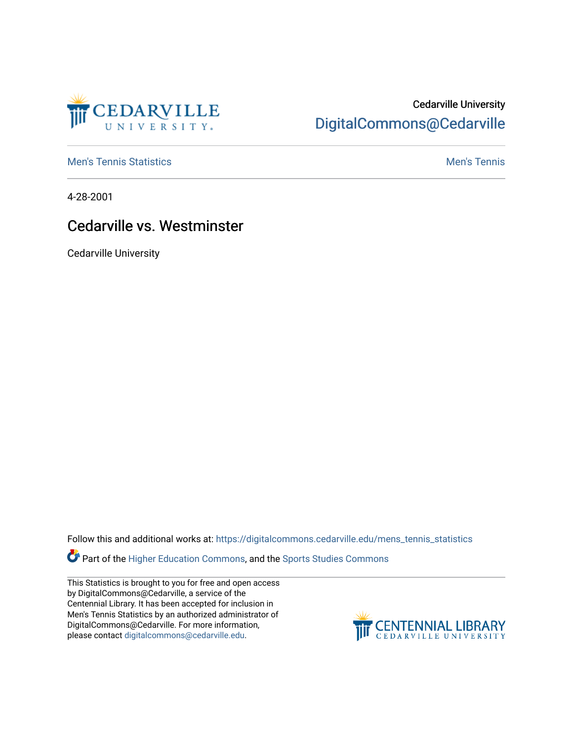Cedarville University
DigitalCommons@Cedarville

Men's Tennis Statistics | Men's Tennis

4-28-2001

# Cedarville vs. Westminster

Cedarville University

Follow this and additional works at: https://digitalcommons.cedarville.edu/mens_tennis_statistics

Part of the Higher Education Commons, and the Sports Studies Commons

This Statistics is brought to you for free and open access by DigitalCommons@Cedarville, a service of the Centennial Library. It has been accepted for inclusion in Men's Tennis Statistics by an authorized administrator of DigitalCommons@Cedarville. For more information, please contact digitalcommons@cedarville.edu.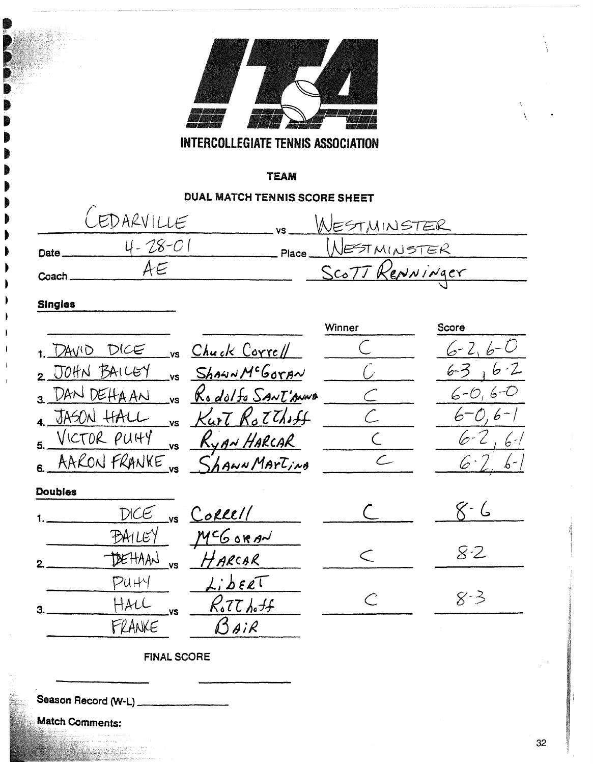# ITA

## INTERCOLLEGIATE TENNIS ASSOCIATION

### TEAM

### DUAL MATCH TENNIS SCORE SHEET

CEDARVILLE vs WESTMINSTER

Date 4-28-01 Place WESTMINSTER

Coach AE SCOTT RENNINGER

**Singles**

| | | | Winner | Score |
|---|---|---|---|---|
| 1. | DAVID DICE vs | Chuck Correll | C | 6-2, 6-0 |
| 2. | JOHN BAILEY vs | SHAWN McGORAN | C | 6-3, 6-2 |
| 3. | DAN DEHAAN vs | Rodolfo SANT'ANNA | C | 6-0, 6-0 |
| 4. | JASON HALL vs | KurT RoTThoff | C | 6-0, 6-1 |
| 5. | VICTOR PUHY vs | RyAN HARCAR | C | 6-2, 6-1 |
| 6. | AARON FRANKE vs | SHAWN MArTino | C | 6-2, 6-1 |

**Doubles**

| | | | | |
|---|---|---|---|---|
| 1. | DICE / BAILEY vs | CoRRell / McGORAN | C | 8-6 |
| 2. | DEHAAN / PUHY vs | HARCAR / LiBERT | C | 8-2 |
| 3. | HALL / FRANKE vs | RoTThoff / BAiR | C | 8-3 |

FINAL SCORE

Season Record (W-L)

Match Comments: